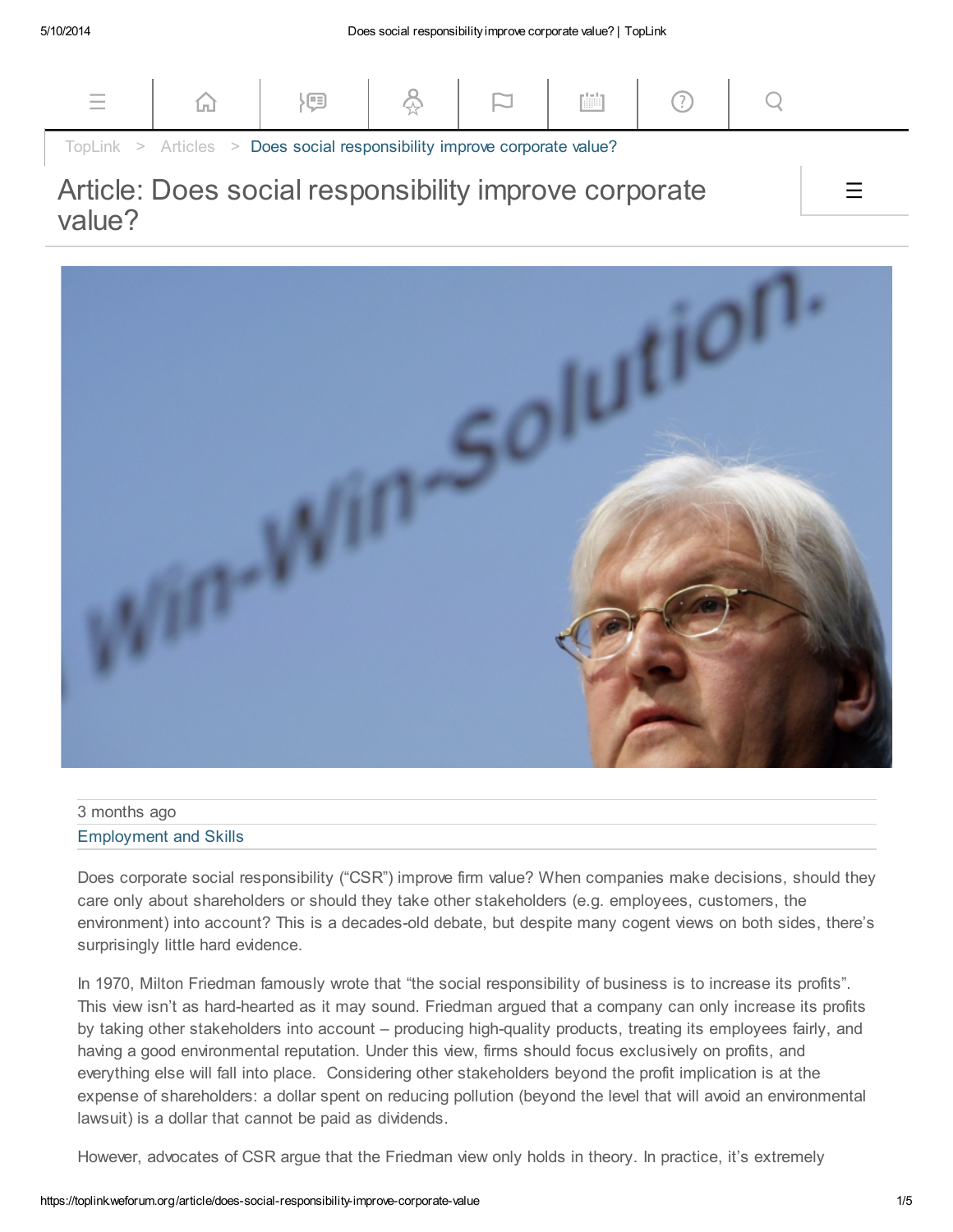TopLink > Articles > Does social responsibility improve corporate value?

# Article: Does social responsibility improve corporate value?

3 months ago

Employment and Skills

Does corporate social responsibility ("CSR") improve firm value? When companies make decisions, should they care only about shareholders or should they take other stakeholders (e.g. employees, customers, the environment) into account? This is a decades-old debate, but despite many cogent views on both sides, there's surprisingly little hard evidence.

In 1970, Milton Friedman famously wrote that "the social responsibility of business is to increase its profits". This view isn't as hard-hearted as it may sound. Friedman argued that a company can only increase its profits by taking other stakeholders into account – producing high-quality products, treating its employees fairly, and having a good environmental reputation. Under this view, firms should focus exclusively on profits, and everything else will fall into place. Considering other stakeholders beyond the profit implication is at the expense of shareholders: a dollar spent on reducing pollution (beyond the level that will avoid an environmental lawsuit) is a dollar that cannot be paid as dividends.

However, advocates of CSR argue that the Friedman view only holds in theory. In practice, it's extremely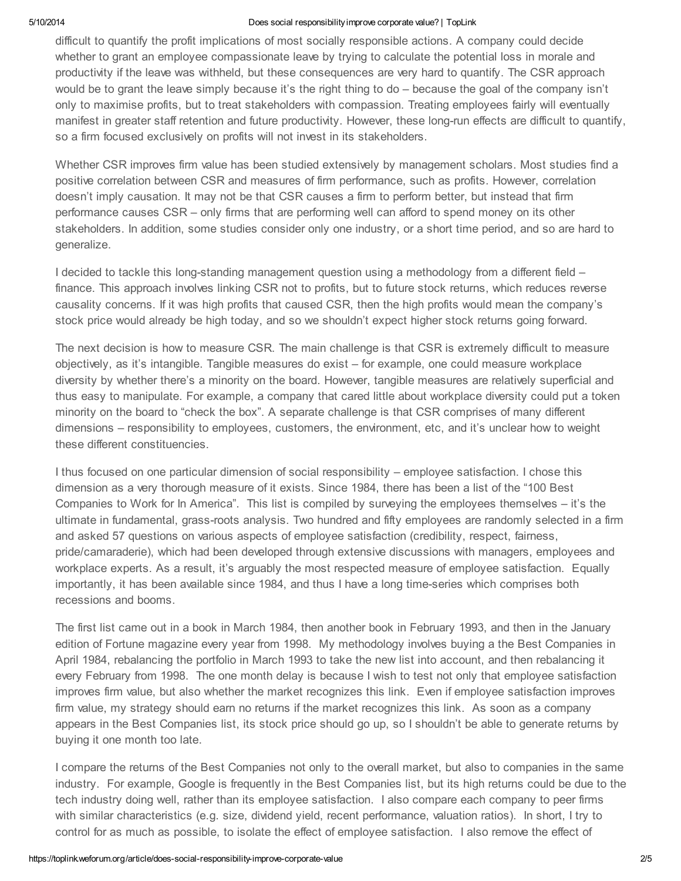difficult to quantify the profit implications of most socially responsible actions. A company could decide whether to grant an employee compassionate leave by trying to calculate the potential loss in morale and productivity if the leave was withheld, but these consequences are very hard to quantify. The CSR approach would be to grant the leave simply because it's the right thing to do – because the goal of the company isn't only to maximise profits, but to treat stakeholders with compassion. Treating employees fairly will eventually manifest in greater staff retention and future productivity. However, these long-run effects are difficult to quantify, so a firm focused exclusively on profits will not invest in its stakeholders.

Whether CSR improves firm value has been studied extensively by management scholars. Most studies find a positive correlation between CSR and measures of firm performance, such as profits. However, correlation doesn't imply causation. It may not be that CSR causes a firm to perform better, but instead that firm performance causes CSR – only firms that are performing well can afford to spend money on its other stakeholders. In addition, some studies consider only one industry, or a short time period, and so are hard to generalize.

I decided to tackle this long-standing management question using a methodology from a different field – finance. This approach involves linking CSR not to profits, but to future stock returns, which reduces reverse causality concerns. If it was high profits that caused CSR, then the high profits would mean the company's stock price would already be high today, and so we shouldn't expect higher stock returns going forward.

The next decision is how to measure CSR. The main challenge is that CSR is extremely difficult to measure objectively, as it's intangible. Tangible measures do exist – for example, one could measure workplace diversity by whether there's a minority on the board. However, tangible measures are relatively superficial and thus easy to manipulate. For example, a company that cared little about workplace diversity could put a token minority on the board to "check the box". A separate challenge is that CSR comprises of many different dimensions – responsibility to employees, customers, the environment, etc, and it's unclear how to weight these different constituencies.

I thus focused on one particular dimension of social responsibility – employee satisfaction. I chose this dimension as a very thorough measure of it exists. Since 1984, there has been a list of the "100 Best Companies to Work for In America". This list is compiled by surveying the employees themselves – it's the ultimate in fundamental, grass-roots analysis. Two hundred and fifty employees are randomly selected in a firm and asked 57 questions on various aspects of employee satisfaction (credibility, respect, fairness, pride/camaraderie), which had been developed through extensive discussions with managers, employees and workplace experts. As a result, it's arguably the most respected measure of employee satisfaction. Equally importantly, it has been available since 1984, and thus I have a long time-series which comprises both recessions and booms.

The first list came out in a book in March 1984, then another book in February 1993, and then in the January edition of Fortune magazine every year from 1998. My methodology involves buying a the Best Companies in April 1984, rebalancing the portfolio in March 1993 to take the new list into account, and then rebalancing it every February from 1998. The one month delay is because I wish to test not only that employee satisfaction improves firm value, but also whether the market recognizes this link. Even if employee satisfaction improves firm value, my strategy should earn no returns if the market recognizes this link. As soon as a company appears in the Best Companies list, its stock price should go up, so I shouldn't be able to generate returns by buying it one month too late.

I compare the returns of the Best Companies not only to the overall market, but also to companies in the same industry. For example, Google is frequently in the Best Companies list, but its high returns could be due to the tech industry doing well, rather than its employee satisfaction. I also compare each company to peer firms with similar characteristics (e.g. size, dividend yield, recent performance, valuation ratios). In short, I try to control for as much as possible, to isolate the effect of employee satisfaction. I also remove the effect of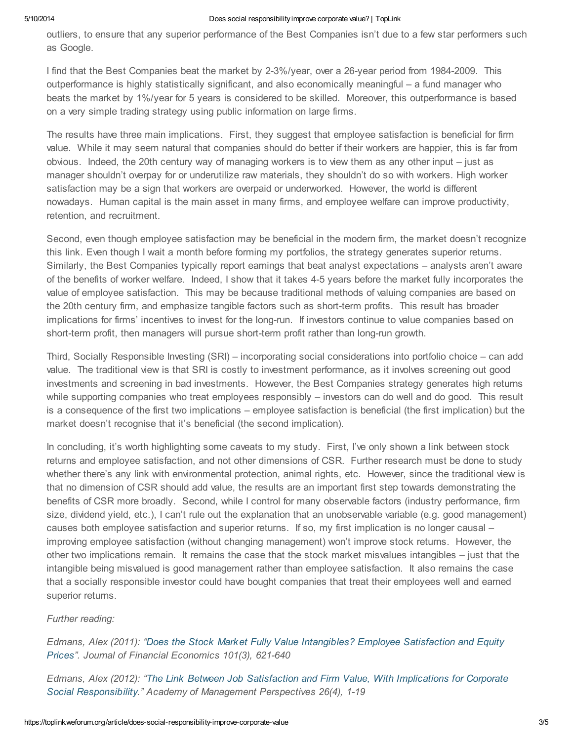outliers, to ensure that any superior performance of the Best Companies isn't due to a few star performers such as Google.

I find that the Best Companies beat the market by 2-3%/year, over a 26-year period from 1984-2009. This outperformance is highly statistically significant, and also economically meaningful – a fund manager who beats the market by 1%/year for 5 years is considered to be skilled. Moreover, this outperformance is based on a very simple trading strategy using public information on large firms.

The results have three main implications. First, they suggest that employee satisfaction is beneficial for firm value. While it may seem natural that companies should do better if their workers are happier, this is far from obvious. Indeed, the 20th century way of managing workers is to view them as any other input – just as manager shouldn't overpay for or underutilize raw materials, they shouldn't do so with workers. High worker satisfaction may be a sign that workers are overpaid or underworked. However, the world is different nowadays. Human capital is the main asset in many firms, and employee welfare can improve productivity, retention, and recruitment.

Second, even though employee satisfaction may be beneficial in the modern firm, the market doesn't recognize this link. Even though I wait a month before forming my portfolios, the strategy generates superior returns. Similarly, the Best Companies typically report earnings that beat analyst expectations – analysts aren't aware of the benefits of worker welfare. Indeed, I show that it takes 4-5 years before the market fully incorporates the value of employee satisfaction. This may be because traditional methods of valuing companies are based on the 20th century firm, and emphasize tangible factors such as short-term profits. This result has broader implications for firms' incentives to invest for the long-run. If investors continue to value companies based on short-term profit, then managers will pursue short-term profit rather than long-run growth.

Third, Socially Responsible Investing (SRI) – incorporating social considerations into portfolio choice – can add value. The traditional view is that SRI is costly to investment performance, as it involves screening out good investments and screening in bad investments. However, the Best Companies strategy generates high returns while supporting companies who treat employees responsibly – investors can do well and do good. This result is a consequence of the first two implications – employee satisfaction is beneficial (the first implication) but the market doesn't recognise that it's beneficial (the second implication).

In concluding, it's worth highlighting some caveats to my study. First, I've only shown a link between stock returns and employee satisfaction, and not other dimensions of CSR. Further research must be done to study whether there's any link with environmental protection, animal rights, etc. However, since the traditional view is that no dimension of CSR should add value, the results are an important first step towards demonstrating the benefits of CSR more broadly. Second, while I control for many observable factors (industry performance, firm size, dividend yield, etc.), I can't rule out the explanation that an unobservable variable (e.g. good management) causes both employee satisfaction and superior returns. If so, my first implication is no longer causal – improving employee satisfaction (without changing management) won't improve stock returns. However, the other two implications remain. It remains the case that the stock market misvalues intangibles – just that the intangible being misvalued is good management rather than employee satisfaction. It also remains the case that a socially responsible investor could have bought companies that treat their employees well and earned superior returns.

*Further reading:*

*Edmans, Alex (2011): "Does the Stock Market Fully Value Intangibles? Employee Satisfaction and Equity Prices". Journal of Financial Economics 101(3), 621-640*

*Edmans, Alex (2012): "The Link Between Job Satisfaction and Firm Value, With Implications for Corporate Social Responsibility." Academy of Management Perspectives 26(4), 1-19*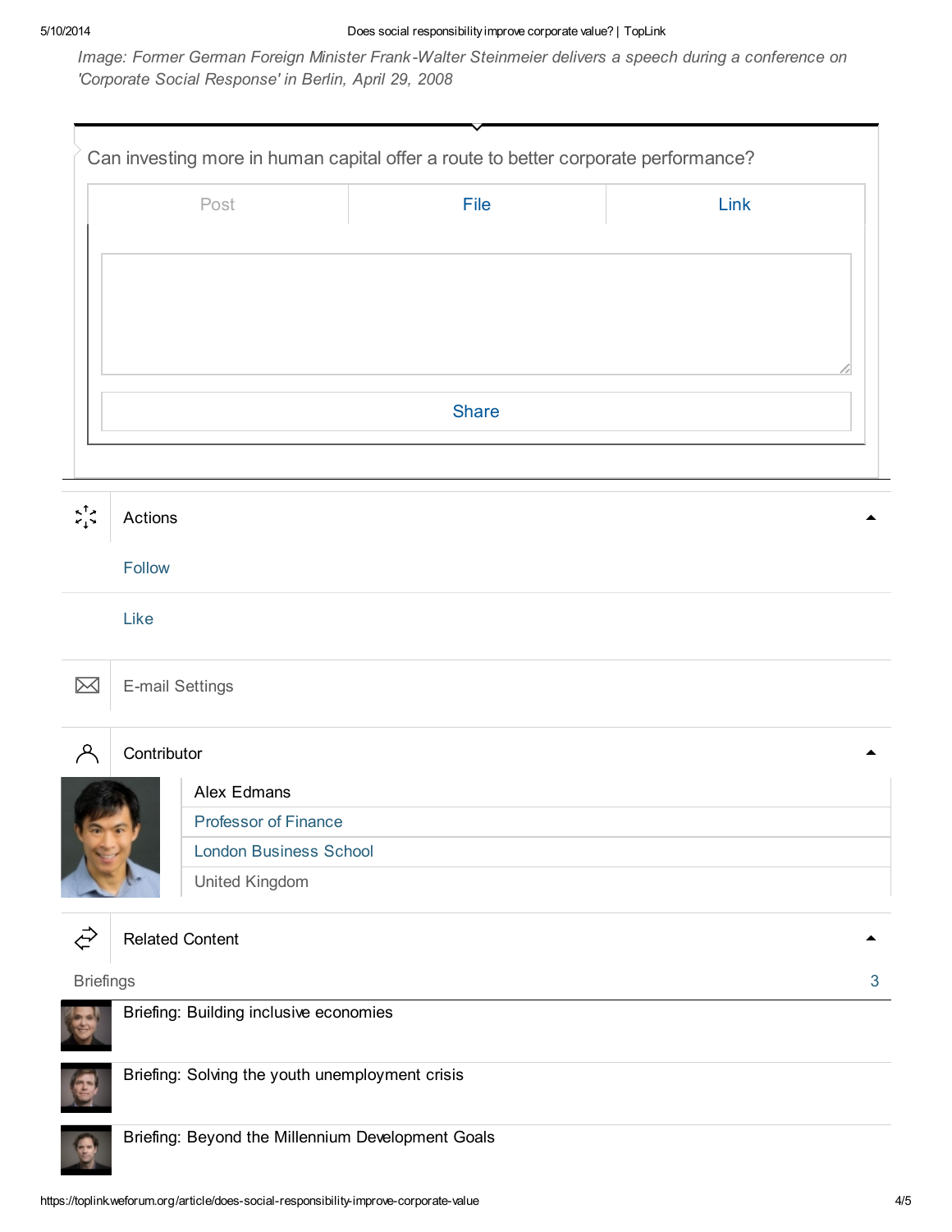*Image: Former German Foreign Minister Frank-Walter Steinmeier delivers a speech during a conference on 'Corporate Social Response' in Berlin, April 29, 2008*

Can investing more in human capital offer a route to better corporate performance?

Post | File | Link

Share

Actions

Follow

Like

E-mail Settings

Contributor

Alex Edmans
Professor of Finance
London Business School
United Kingdom

Related Content

Briefings 3

Briefing: Building inclusive economies

Briefing: Solving the youth unemployment crisis

Briefing: Beyond the Millennium Development Goals